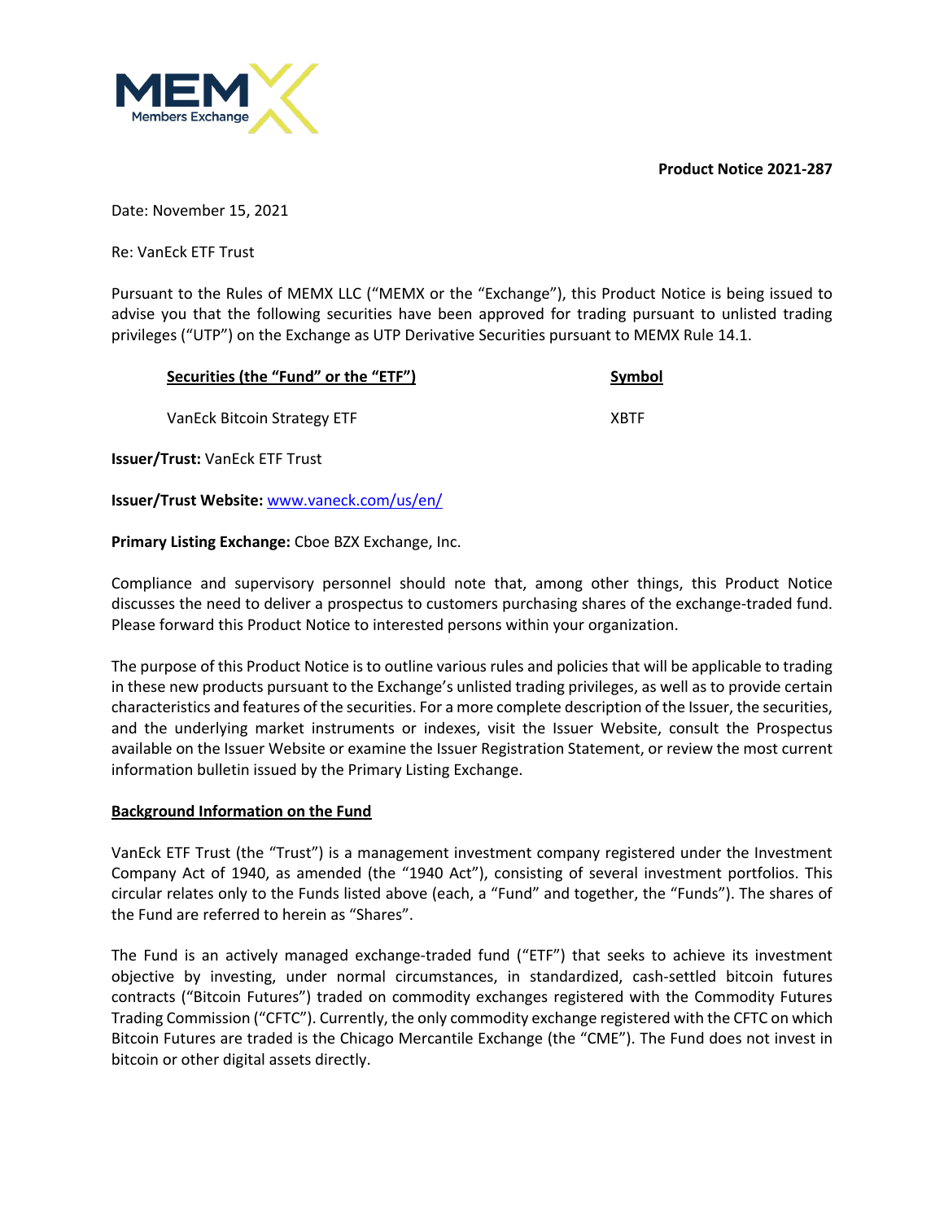**Product Notice 2021-287**

Date: November 15, 2021

Re: VanEck ETF Trust

Pursuant to the Rules of MEMX LLC ("MEMX or the "Exchange"), this Product Notice is being issued to advise you that the following securities have been approved for trading pursuant to unlisted trading privileges ("UTP") on the Exchange as UTP Derivative Securities pursuant to MEMX Rule 14.1.

| Securities (the "Fund" or the "ETF") | Symbol |
|---|---|
| VanEck Bitcoin Strategy ETF | XBTF |

**Issuer/Trust:** VanEck ETF Trust

**Issuer/Trust Website:** www.vaneck.com/us/en/

**Primary Listing Exchange:** Cboe BZX Exchange, Inc.

Compliance and supervisory personnel should note that, among other things, this Product Notice discusses the need to deliver a prospectus to customers purchasing shares of the exchange-traded fund. Please forward this Product Notice to interested persons within your organization.

The purpose of this Product Notice is to outline various rules and policies that will be applicable to trading in these new products pursuant to the Exchange's unlisted trading privileges, as well as to provide certain characteristics and features of the securities. For a more complete description of the Issuer, the securities, and the underlying market instruments or indexes, visit the Issuer Website, consult the Prospectus available on the Issuer Website or examine the Issuer Registration Statement, or review the most current information bulletin issued by the Primary Listing Exchange.

## Background Information on the Fund

VanEck ETF Trust (the "Trust") is a management investment company registered under the Investment Company Act of 1940, as amended (the "1940 Act"), consisting of several investment portfolios. This circular relates only to the Funds listed above (each, a "Fund" and together, the "Funds"). The shares of the Fund are referred to herein as "Shares".

The Fund is an actively managed exchange-traded fund ("ETF") that seeks to achieve its investment objective by investing, under normal circumstances, in standardized, cash-settled bitcoin futures contracts ("Bitcoin Futures") traded on commodity exchanges registered with the Commodity Futures Trading Commission ("CFTC"). Currently, the only commodity exchange registered with the CFTC on which Bitcoin Futures are traded is the Chicago Mercantile Exchange (the "CME"). The Fund does not invest in bitcoin or other digital assets directly.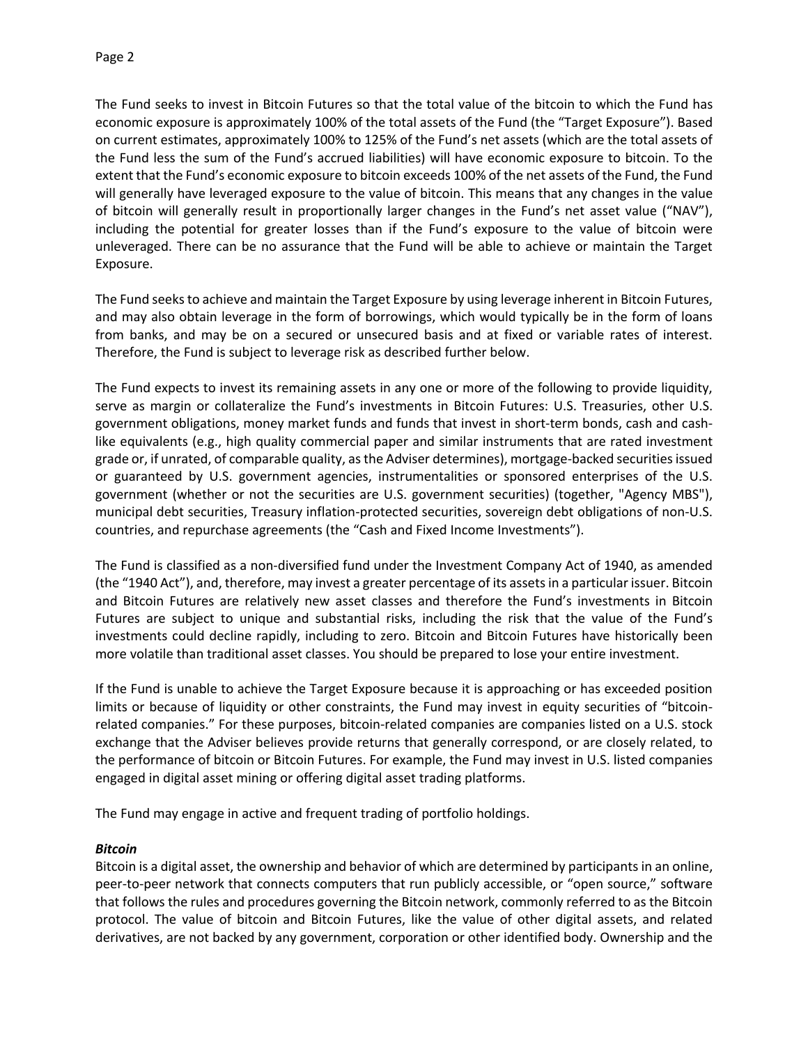The Fund seeks to invest in Bitcoin Futures so that the total value of the bitcoin to which the Fund has economic exposure is approximately 100% of the total assets of the Fund (the "Target Exposure"). Based on current estimates, approximately 100% to 125% of the Fund's net assets (which are the total assets of the Fund less the sum of the Fund's accrued liabilities) will have economic exposure to bitcoin. To the extent that the Fund's economic exposure to bitcoin exceeds 100% of the net assets of the Fund, the Fund will generally have leveraged exposure to the value of bitcoin. This means that any changes in the value of bitcoin will generally result in proportionally larger changes in the Fund's net asset value ("NAV"), including the potential for greater losses than if the Fund's exposure to the value of bitcoin were unleveraged. There can be no assurance that the Fund will be able to achieve or maintain the Target Exposure.

The Fund seeks to achieve and maintain the Target Exposure by using leverage inherent in Bitcoin Futures, and may also obtain leverage in the form of borrowings, which would typically be in the form of loans from banks, and may be on a secured or unsecured basis and at fixed or variable rates of interest. Therefore, the Fund is subject to leverage risk as described further below.

The Fund expects to invest its remaining assets in any one or more of the following to provide liquidity, serve as margin or collateralize the Fund's investments in Bitcoin Futures: U.S. Treasuries, other U.S. government obligations, money market funds and funds that invest in short-term bonds, cash and cash-like equivalents (e.g., high quality commercial paper and similar instruments that are rated investment grade or, if unrated, of comparable quality, as the Adviser determines), mortgage-backed securities issued or guaranteed by U.S. government agencies, instrumentalities or sponsored enterprises of the U.S. government (whether or not the securities are U.S. government securities) (together, "Agency MBS"), municipal debt securities, Treasury inflation-protected securities, sovereign debt obligations of non-U.S. countries, and repurchase agreements (the "Cash and Fixed Income Investments").

The Fund is classified as a non-diversified fund under the Investment Company Act of 1940, as amended (the "1940 Act"), and, therefore, may invest a greater percentage of its assets in a particular issuer. Bitcoin and Bitcoin Futures are relatively new asset classes and therefore the Fund's investments in Bitcoin Futures are subject to unique and substantial risks, including the risk that the value of the Fund's investments could decline rapidly, including to zero. Bitcoin and Bitcoin Futures have historically been more volatile than traditional asset classes. You should be prepared to lose your entire investment.

If the Fund is unable to achieve the Target Exposure because it is approaching or has exceeded position limits or because of liquidity or other constraints, the Fund may invest in equity securities of "bitcoin-related companies." For these purposes, bitcoin-related companies are companies listed on a U.S. stock exchange that the Adviser believes provide returns that generally correspond, or are closely related, to the performance of bitcoin or Bitcoin Futures. For example, the Fund may invest in U.S. listed companies engaged in digital asset mining or offering digital asset trading platforms.

The Fund may engage in active and frequent trading of portfolio holdings.

***Bitcoin***

Bitcoin is a digital asset, the ownership and behavior of which are determined by participants in an online, peer-to-peer network that connects computers that run publicly accessible, or "open source," software that follows the rules and procedures governing the Bitcoin network, commonly referred to as the Bitcoin protocol. The value of bitcoin and Bitcoin Futures, like the value of other digital assets, and related derivatives, are not backed by any government, corporation or other identified body. Ownership and the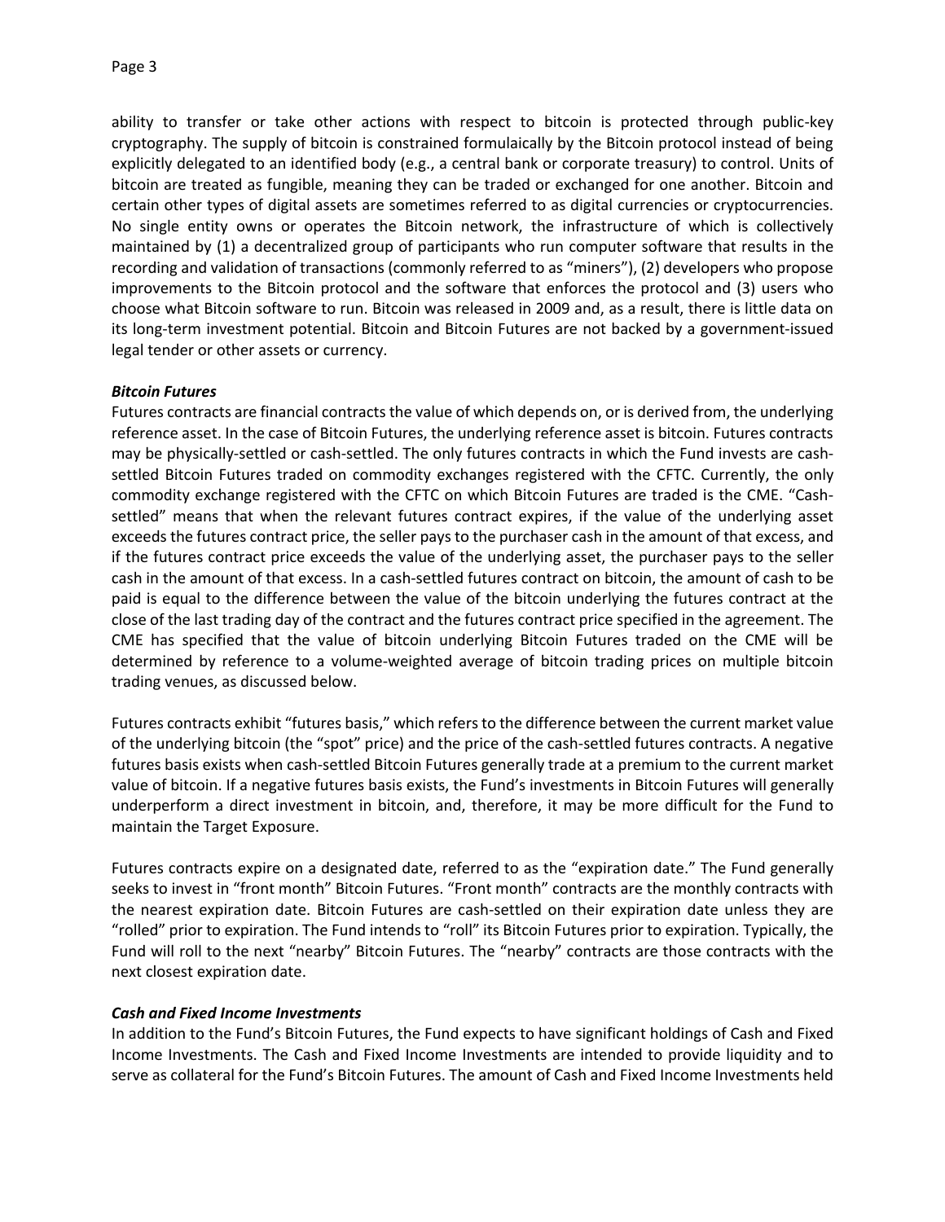ability to transfer or take other actions with respect to bitcoin is protected through public-key cryptography. The supply of bitcoin is constrained formulaically by the Bitcoin protocol instead of being explicitly delegated to an identified body (e.g., a central bank or corporate treasury) to control. Units of bitcoin are treated as fungible, meaning they can be traded or exchanged for one another. Bitcoin and certain other types of digital assets are sometimes referred to as digital currencies or cryptocurrencies. No single entity owns or operates the Bitcoin network, the infrastructure of which is collectively maintained by (1) a decentralized group of participants who run computer software that results in the recording and validation of transactions (commonly referred to as "miners"), (2) developers who propose improvements to the Bitcoin protocol and the software that enforces the protocol and (3) users who choose what Bitcoin software to run. Bitcoin was released in 2009 and, as a result, there is little data on its long-term investment potential. Bitcoin and Bitcoin Futures are not backed by a government-issued legal tender or other assets or currency.

***Bitcoin Futures***

Futures contracts are financial contracts the value of which depends on, or is derived from, the underlying reference asset. In the case of Bitcoin Futures, the underlying reference asset is bitcoin. Futures contracts may be physically-settled or cash-settled. The only futures contracts in which the Fund invests are cash-settled Bitcoin Futures traded on commodity exchanges registered with the CFTC. Currently, the only commodity exchange registered with the CFTC on which Bitcoin Futures are traded is the CME. "Cash-settled" means that when the relevant futures contract expires, if the value of the underlying asset exceeds the futures contract price, the seller pays to the purchaser cash in the amount of that excess, and if the futures contract price exceeds the value of the underlying asset, the purchaser pays to the seller cash in the amount of that excess. In a cash-settled futures contract on bitcoin, the amount of cash to be paid is equal to the difference between the value of the bitcoin underlying the futures contract at the close of the last trading day of the contract and the futures contract price specified in the agreement. The CME has specified that the value of bitcoin underlying Bitcoin Futures traded on the CME will be determined by reference to a volume-weighted average of bitcoin trading prices on multiple bitcoin trading venues, as discussed below.

Futures contracts exhibit "futures basis," which refers to the difference between the current market value of the underlying bitcoin (the "spot" price) and the price of the cash-settled futures contracts. A negative futures basis exists when cash-settled Bitcoin Futures generally trade at a premium to the current market value of bitcoin. If a negative futures basis exists, the Fund's investments in Bitcoin Futures will generally underperform a direct investment in bitcoin, and, therefore, it may be more difficult for the Fund to maintain the Target Exposure.

Futures contracts expire on a designated date, referred to as the "expiration date." The Fund generally seeks to invest in "front month" Bitcoin Futures. "Front month" contracts are the monthly contracts with the nearest expiration date. Bitcoin Futures are cash-settled on their expiration date unless they are "rolled" prior to expiration. The Fund intends to "roll" its Bitcoin Futures prior to expiration. Typically, the Fund will roll to the next "nearby" Bitcoin Futures. The "nearby" contracts are those contracts with the next closest expiration date.

***Cash and Fixed Income Investments***

In addition to the Fund's Bitcoin Futures, the Fund expects to have significant holdings of Cash and Fixed Income Investments. The Cash and Fixed Income Investments are intended to provide liquidity and to serve as collateral for the Fund's Bitcoin Futures. The amount of Cash and Fixed Income Investments held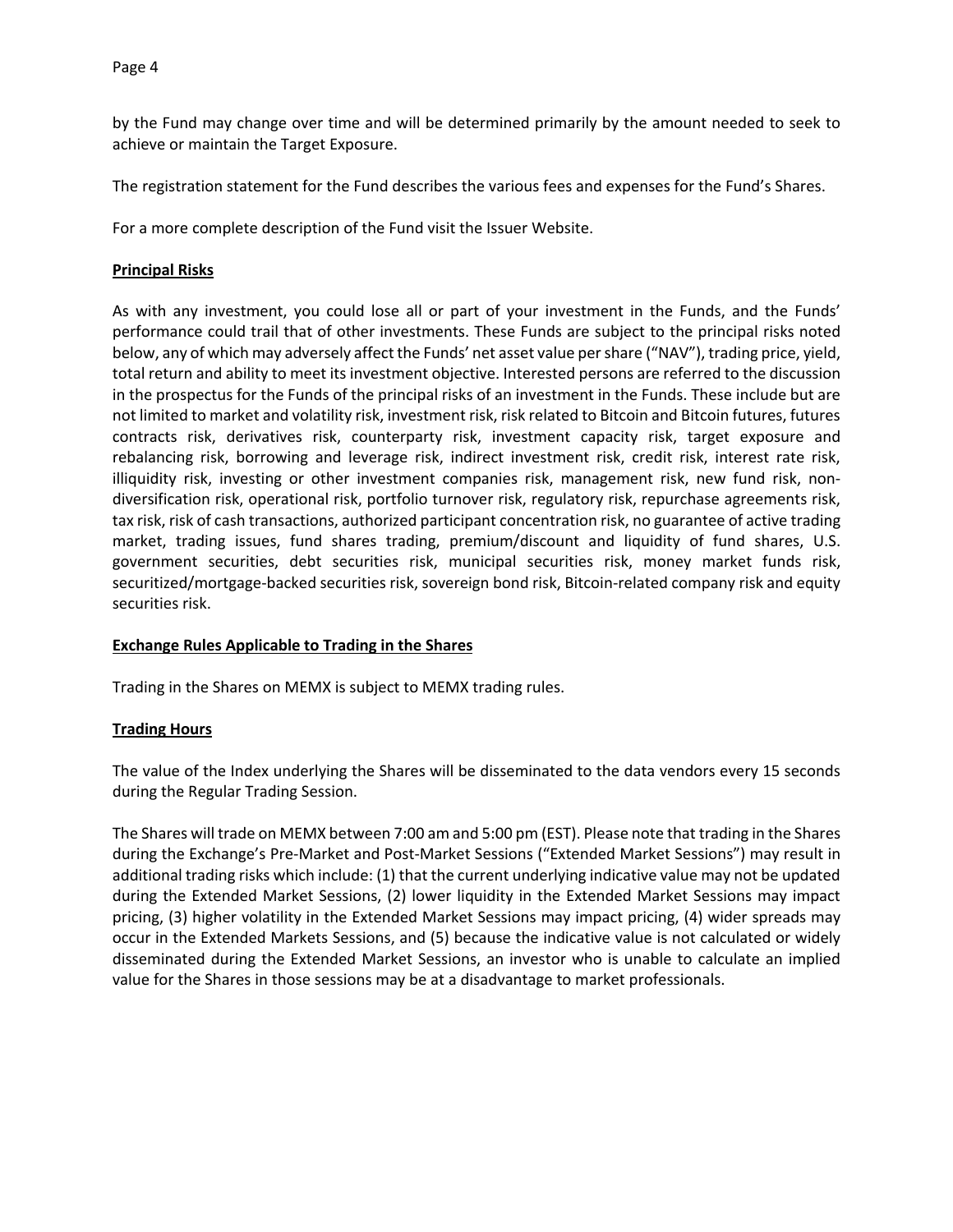by the Fund may change over time and will be determined primarily by the amount needed to seek to achieve or maintain the Target Exposure.

The registration statement for the Fund describes the various fees and expenses for the Fund's Shares.

For a more complete description of the Fund visit the Issuer Website.

**Principal Risks**

As with any investment, you could lose all or part of your investment in the Funds, and the Funds' performance could trail that of other investments. These Funds are subject to the principal risks noted below, any of which may adversely affect the Funds' net asset value per share ("NAV"), trading price, yield, total return and ability to meet its investment objective. Interested persons are referred to the discussion in the prospectus for the Funds of the principal risks of an investment in the Funds. These include but are not limited to market and volatility risk, investment risk, risk related to Bitcoin and Bitcoin futures, futures contracts risk, derivatives risk, counterparty risk, investment capacity risk, target exposure and rebalancing risk, borrowing and leverage risk, indirect investment risk, credit risk, interest rate risk, illiquidity risk, investing or other investment companies risk, management risk, new fund risk, non-diversification risk, operational risk, portfolio turnover risk, regulatory risk, repurchase agreements risk, tax risk, risk of cash transactions, authorized participant concentration risk, no guarantee of active trading market, trading issues, fund shares trading, premium/discount and liquidity of fund shares, U.S. government securities, debt securities risk, municipal securities risk, money market funds risk, securitized/mortgage-backed securities risk, sovereign bond risk, Bitcoin-related company risk and equity securities risk.

**Exchange Rules Applicable to Trading in the Shares**

Trading in the Shares on MEMX is subject to MEMX trading rules.

**Trading Hours**

The value of the Index underlying the Shares will be disseminated to the data vendors every 15 seconds during the Regular Trading Session.

The Shares will trade on MEMX between 7:00 am and 5:00 pm (EST). Please note that trading in the Shares during the Exchange's Pre-Market and Post-Market Sessions ("Extended Market Sessions") may result in additional trading risks which include: (1) that the current underlying indicative value may not be updated during the Extended Market Sessions, (2) lower liquidity in the Extended Market Sessions may impact pricing, (3) higher volatility in the Extended Market Sessions may impact pricing, (4) wider spreads may occur in the Extended Markets Sessions, and (5) because the indicative value is not calculated or widely disseminated during the Extended Market Sessions, an investor who is unable to calculate an implied value for the Shares in those sessions may be at a disadvantage to market professionals.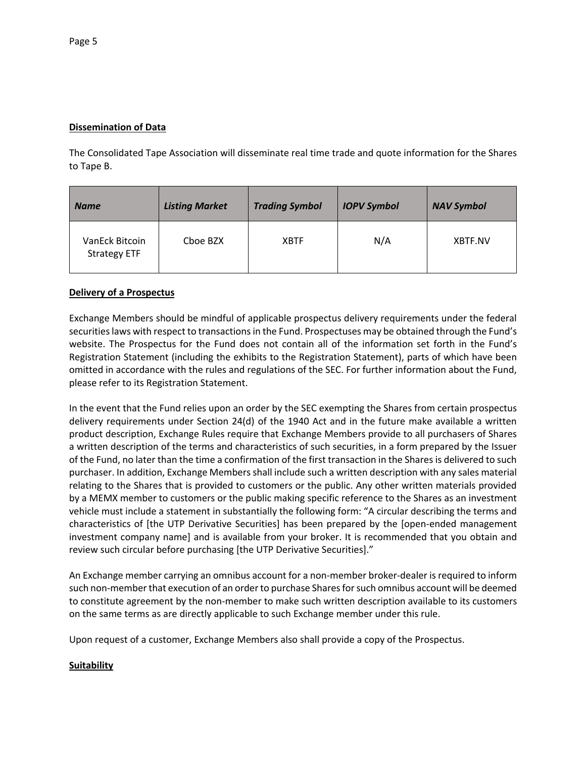**Dissemination of Data**

The Consolidated Tape Association will disseminate real time trade and quote information for the Shares to Tape B.

| *Name* | *Listing Market* | *Trading Symbol* | *IOPV Symbol* | *NAV Symbol* |
| --- | --- | --- | --- | --- |
| VanEck Bitcoin Strategy ETF | Cboe BZX | XBTF | N/A | XBTF.NV |

**Delivery of a Prospectus**

Exchange Members should be mindful of applicable prospectus delivery requirements under the federal securities laws with respect to transactions in the Fund. Prospectuses may be obtained through the Fund's website. The Prospectus for the Fund does not contain all of the information set forth in the Fund's Registration Statement (including the exhibits to the Registration Statement), parts of which have been omitted in accordance with the rules and regulations of the SEC. For further information about the Fund, please refer to its Registration Statement.

In the event that the Fund relies upon an order by the SEC exempting the Shares from certain prospectus delivery requirements under Section 24(d) of the 1940 Act and in the future make available a written product description, Exchange Rules require that Exchange Members provide to all purchasers of Shares a written description of the terms and characteristics of such securities, in a form prepared by the Issuer of the Fund, no later than the time a confirmation of the first transaction in the Shares is delivered to such purchaser. In addition, Exchange Members shall include such a written description with any sales material relating to the Shares that is provided to customers or the public. Any other written materials provided by a MEMX member to customers or the public making specific reference to the Shares as an investment vehicle must include a statement in substantially the following form: "A circular describing the terms and characteristics of [the UTP Derivative Securities] has been prepared by the [open-ended management investment company name] and is available from your broker. It is recommended that you obtain and review such circular before purchasing [the UTP Derivative Securities]."

An Exchange member carrying an omnibus account for a non-member broker-dealer is required to inform such non-member that execution of an order to purchase Shares for such omnibus account will be deemed to constitute agreement by the non-member to make such written description available to its customers on the same terms as are directly applicable to such Exchange member under this rule.

Upon request of a customer, Exchange Members also shall provide a copy of the Prospectus.

**Suitability**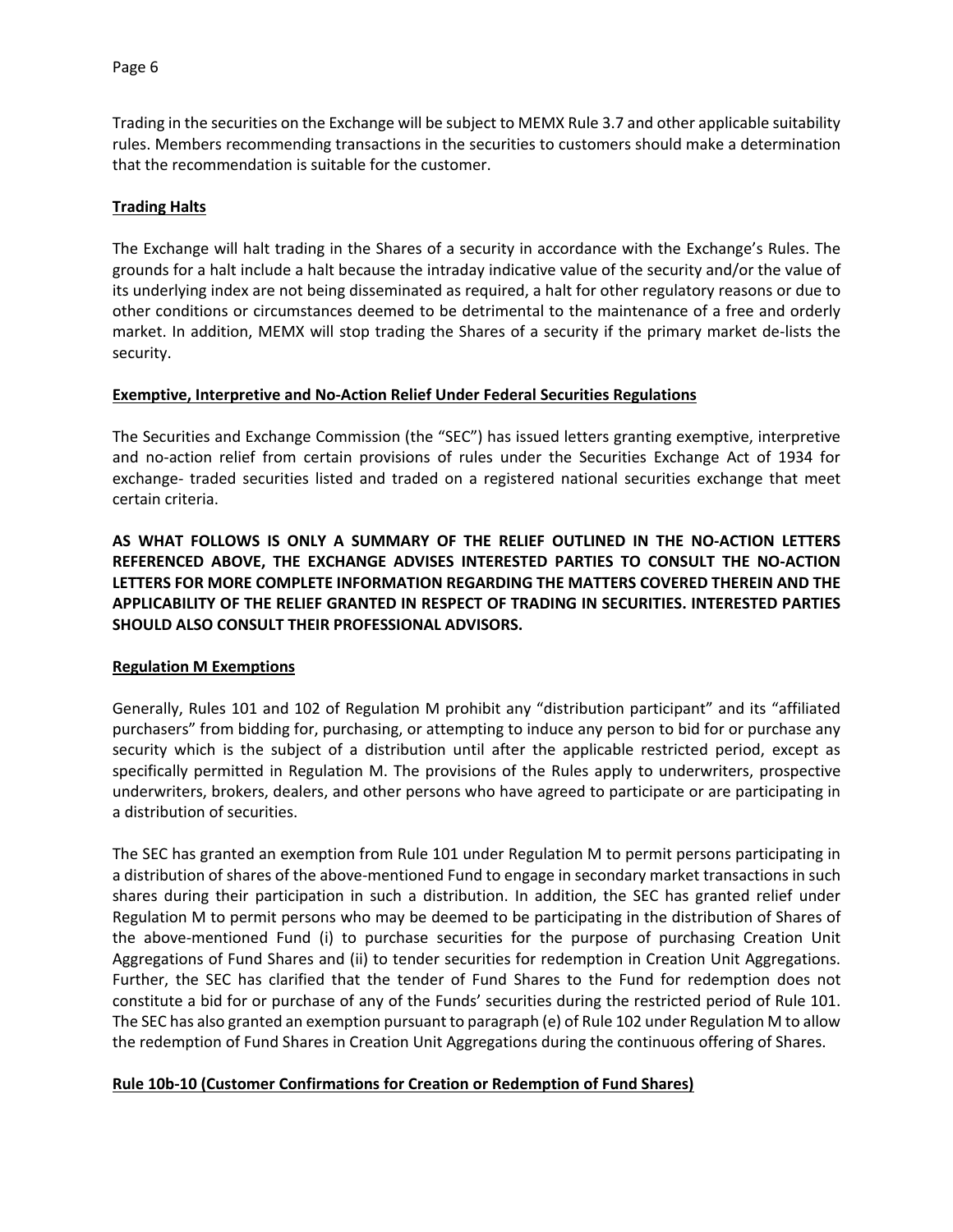Trading in the securities on the Exchange will be subject to MEMX Rule 3.7 and other applicable suitability rules. Members recommending transactions in the securities to customers should make a determination that the recommendation is suitable for the customer.

**Trading Halts**

The Exchange will halt trading in the Shares of a security in accordance with the Exchange's Rules. The grounds for a halt include a halt because the intraday indicative value of the security and/or the value of its underlying index are not being disseminated as required, a halt for other regulatory reasons or due to other conditions or circumstances deemed to be detrimental to the maintenance of a free and orderly market. In addition, MEMX will stop trading the Shares of a security if the primary market de-lists the security.

**Exemptive, Interpretive and No-Action Relief Under Federal Securities Regulations**

The Securities and Exchange Commission (the "SEC") has issued letters granting exemptive, interpretive and no-action relief from certain provisions of rules under the Securities Exchange Act of 1934 for exchange- traded securities listed and traded on a registered national securities exchange that meet certain criteria.

**AS WHAT FOLLOWS IS ONLY A SUMMARY OF THE RELIEF OUTLINED IN THE NO-ACTION LETTERS REFERENCED ABOVE, THE EXCHANGE ADVISES INTERESTED PARTIES TO CONSULT THE NO-ACTION LETTERS FOR MORE COMPLETE INFORMATION REGARDING THE MATTERS COVERED THEREIN AND THE APPLICABILITY OF THE RELIEF GRANTED IN RESPECT OF TRADING IN SECURITIES. INTERESTED PARTIES SHOULD ALSO CONSULT THEIR PROFESSIONAL ADVISORS.**

**Regulation M Exemptions**

Generally, Rules 101 and 102 of Regulation M prohibit any "distribution participant" and its "affiliated purchasers" from bidding for, purchasing, or attempting to induce any person to bid for or purchase any security which is the subject of a distribution until after the applicable restricted period, except as specifically permitted in Regulation M. The provisions of the Rules apply to underwriters, prospective underwriters, brokers, dealers, and other persons who have agreed to participate or are participating in a distribution of securities.

The SEC has granted an exemption from Rule 101 under Regulation M to permit persons participating in a distribution of shares of the above-mentioned Fund to engage in secondary market transactions in such shares during their participation in such a distribution. In addition, the SEC has granted relief under Regulation M to permit persons who may be deemed to be participating in the distribution of Shares of the above-mentioned Fund (i) to purchase securities for the purpose of purchasing Creation Unit Aggregations of Fund Shares and (ii) to tender securities for redemption in Creation Unit Aggregations. Further, the SEC has clarified that the tender of Fund Shares to the Fund for redemption does not constitute a bid for or purchase of any of the Funds' securities during the restricted period of Rule 101. The SEC has also granted an exemption pursuant to paragraph (e) of Rule 102 under Regulation M to allow the redemption of Fund Shares in Creation Unit Aggregations during the continuous offering of Shares.

**Rule 10b-10 (Customer Confirmations for Creation or Redemption of Fund Shares)**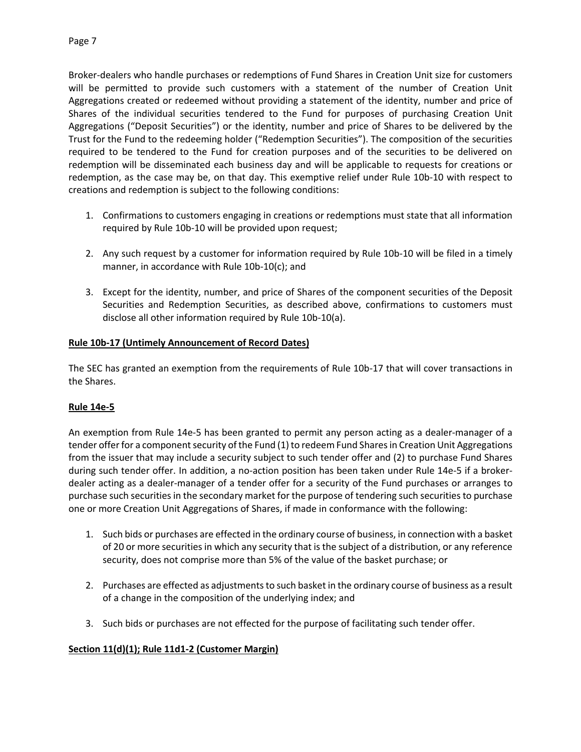Broker-dealers who handle purchases or redemptions of Fund Shares in Creation Unit size for customers will be permitted to provide such customers with a statement of the number of Creation Unit Aggregations created or redeemed without providing a statement of the identity, number and price of Shares of the individual securities tendered to the Fund for purposes of purchasing Creation Unit Aggregations ("Deposit Securities") or the identity, number and price of Shares to be delivered by the Trust for the Fund to the redeeming holder ("Redemption Securities"). The composition of the securities required to be tendered to the Fund for creation purposes and of the securities to be delivered on redemption will be disseminated each business day and will be applicable to requests for creations or redemption, as the case may be, on that day. This exemptive relief under Rule 10b-10 with respect to creations and redemption is subject to the following conditions:

1. Confirmations to customers engaging in creations or redemptions must state that all information required by Rule 10b-10 will be provided upon request;

2. Any such request by a customer for information required by Rule 10b-10 will be filed in a timely manner, in accordance with Rule 10b-10(c); and

3. Except for the identity, number, and price of Shares of the component securities of the Deposit Securities and Redemption Securities, as described above, confirmations to customers must disclose all other information required by Rule 10b-10(a).

**Rule 10b-17 (Untimely Announcement of Record Dates)**

The SEC has granted an exemption from the requirements of Rule 10b-17 that will cover transactions in the Shares.

**Rule 14e-5**

An exemption from Rule 14e-5 has been granted to permit any person acting as a dealer-manager of a tender offer for a component security of the Fund (1) to redeem Fund Shares in Creation Unit Aggregations from the issuer that may include a security subject to such tender offer and (2) to purchase Fund Shares during such tender offer. In addition, a no-action position has been taken under Rule 14e-5 if a broker-dealer acting as a dealer-manager of a tender offer for a security of the Fund purchases or arranges to purchase such securities in the secondary market for the purpose of tendering such securities to purchase one or more Creation Unit Aggregations of Shares, if made in conformance with the following:

1. Such bids or purchases are effected in the ordinary course of business, in connection with a basket of 20 or more securities in which any security that is the subject of a distribution, or any reference security, does not comprise more than 5% of the value of the basket purchase; or

2. Purchases are effected as adjustments to such basket in the ordinary course of business as a result of a change in the composition of the underlying index; and

3. Such bids or purchases are not effected for the purpose of facilitating such tender offer.

**Section 11(d)(1); Rule 11d1-2 (Customer Margin)**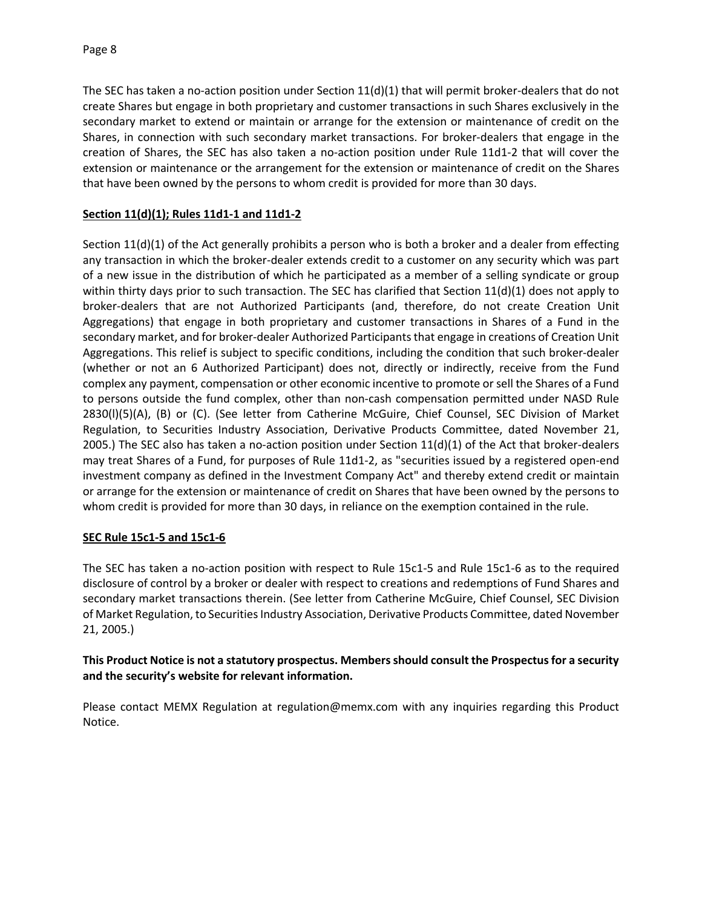The SEC has taken a no-action position under Section 11(d)(1) that will permit broker-dealers that do not create Shares but engage in both proprietary and customer transactions in such Shares exclusively in the secondary market to extend or maintain or arrange for the extension or maintenance of credit on the Shares, in connection with such secondary market transactions. For broker-dealers that engage in the creation of Shares, the SEC has also taken a no-action position under Rule 11d1-2 that will cover the extension or maintenance or the arrangement for the extension or maintenance of credit on the Shares that have been owned by the persons to whom credit is provided for more than 30 days.

**Section 11(d)(1); Rules 11d1-1 and 11d1-2**

Section 11(d)(1) of the Act generally prohibits a person who is both a broker and a dealer from effecting any transaction in which the broker-dealer extends credit to a customer on any security which was part of a new issue in the distribution of which he participated as a member of a selling syndicate or group within thirty days prior to such transaction. The SEC has clarified that Section 11(d)(1) does not apply to broker-dealers that are not Authorized Participants (and, therefore, do not create Creation Unit Aggregations) that engage in both proprietary and customer transactions in Shares of a Fund in the secondary market, and for broker-dealer Authorized Participants that engage in creations of Creation Unit Aggregations. This relief is subject to specific conditions, including the condition that such broker-dealer (whether or not an 6 Authorized Participant) does not, directly or indirectly, receive from the Fund complex any payment, compensation or other economic incentive to promote or sell the Shares of a Fund to persons outside the fund complex, other than non-cash compensation permitted under NASD Rule 2830(l)(5)(A), (B) or (C). (See letter from Catherine McGuire, Chief Counsel, SEC Division of Market Regulation, to Securities Industry Association, Derivative Products Committee, dated November 21, 2005.) The SEC also has taken a no-action position under Section 11(d)(1) of the Act that broker-dealers may treat Shares of a Fund, for purposes of Rule 11d1-2, as "securities issued by a registered open-end investment company as defined in the Investment Company Act" and thereby extend credit or maintain or arrange for the extension or maintenance of credit on Shares that have been owned by the persons to whom credit is provided for more than 30 days, in reliance on the exemption contained in the rule.

**SEC Rule 15c1-5 and 15c1-6**

The SEC has taken a no-action position with respect to Rule 15c1-5 and Rule 15c1-6 as to the required disclosure of control by a broker or dealer with respect to creations and redemptions of Fund Shares and secondary market transactions therein. (See letter from Catherine McGuire, Chief Counsel, SEC Division of Market Regulation, to Securities Industry Association, Derivative Products Committee, dated November 21, 2005.)

**This Product Notice is not a statutory prospectus. Members should consult the Prospectus for a security and the security's website for relevant information.**

Please contact MEMX Regulation at regulation@memx.com with any inquiries regarding this Product Notice.